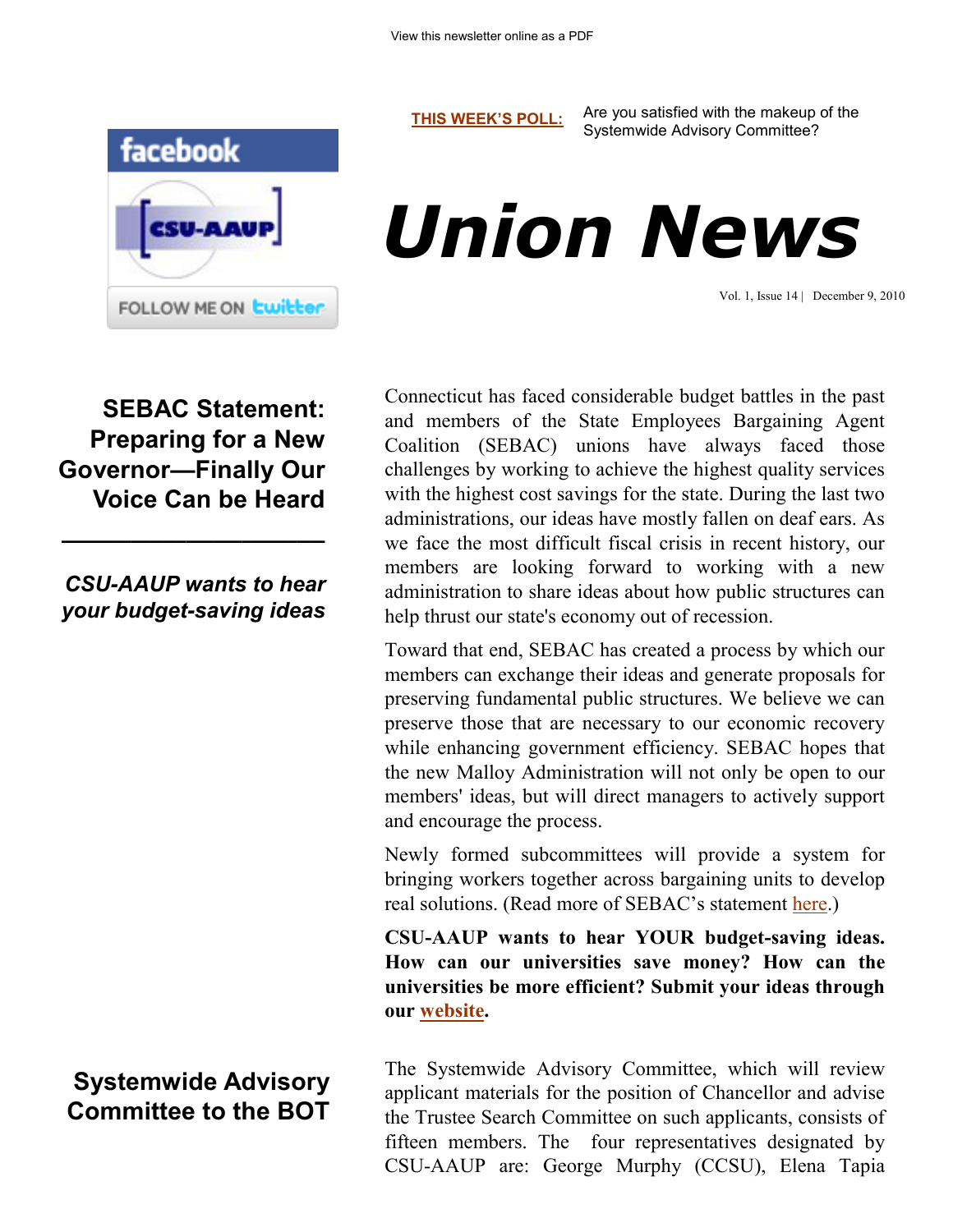View this newsletter online as a PDF

**THIS WEEK'S POLL:** Are you satisfied with the makeup of the Systemwide Advisory Committee?

# Union News

Vol. 1, Issue 14 | December 9, 2010

## SEBAC Statement: Preparing for a New Governor—Finally Our Voice Can be Heard

***CSU-AAUP wants to hear your budget-saving ideas***

Connecticut has faced considerable budget battles in the past and members of the State Employees Bargaining Agent Coalition (SEBAC) unions have always faced those challenges by working to achieve the highest quality services with the highest cost savings for the state. During the last two administrations, our ideas have mostly fallen on deaf ears. As we face the most difficult fiscal crisis in recent history, our members are looking forward to working with a new administration to share ideas about how public structures can help thrust our state's economy out of recession.

Toward that end, SEBAC has created a process by which our members can exchange their ideas and generate proposals for preserving fundamental public structures. We believe we can preserve those that are necessary to our economic recovery while enhancing government efficiency. SEBAC hopes that the new Malloy Administration will not only be open to our members' ideas, but will direct managers to actively support and encourage the process.

Newly formed subcommittees will provide a system for bringing workers together across bargaining units to develop real solutions. (Read more of SEBAC's statement here.)

**CSU-AAUP wants to hear YOUR budget-saving ideas. How can our universities save money? How can the universities be more efficient? Submit your ideas through our website.**

## Systemwide Advisory Committee to the BOT

The Systemwide Advisory Committee, which will review applicant materials for the position of Chancellor and advise the Trustee Search Committee on such applicants, consists of fifteen members. The four representatives designated by CSU-AAUP are: George Murphy (CCSU), Elena Tapia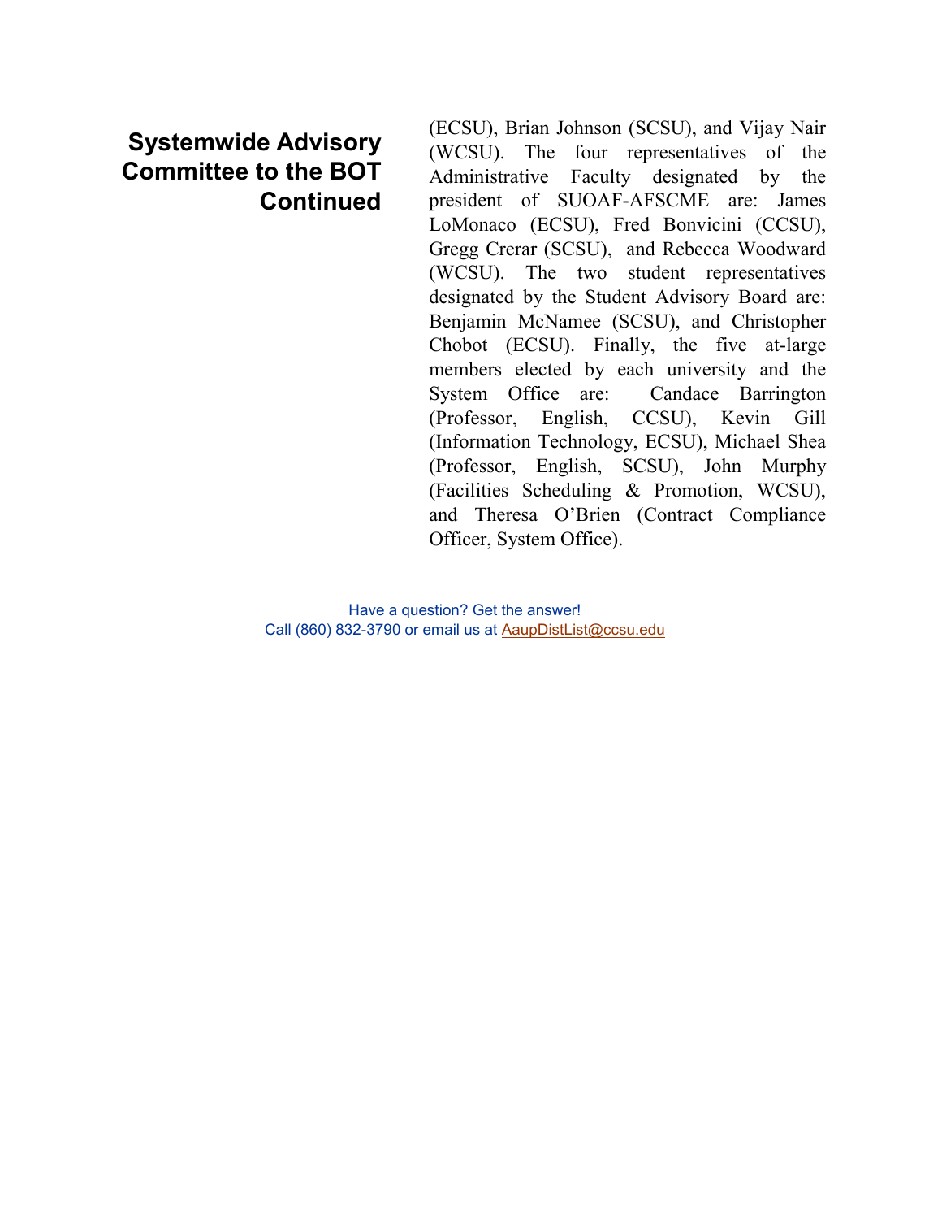## Systemwide Advisory Committee to the BOT Continued

(ECSU), Brian Johnson (SCSU), and Vijay Nair (WCSU). The four representatives of the Administrative Faculty designated by the president of SUOAF-AFSCME are: James LoMonaco (ECSU), Fred Bonvicini (CCSU), Gregg Crerar (SCSU), and Rebecca Woodward (WCSU). The two student representatives designated by the Student Advisory Board are: Benjamin McNamee (SCSU), and Christopher Chobot (ECSU). Finally, the five at-large members elected by each university and the System Office are: Candace Barrington (Professor, English, CCSU), Kevin Gill (Information Technology, ECSU), Michael Shea (Professor, English, SCSU), John Murphy (Facilities Scheduling & Promotion, WCSU), and Theresa O'Brien (Contract Compliance Officer, System Office).

Have a question? Get the answer!
Call (860) 832-3790 or email us at AaupDistList@ccsu.edu